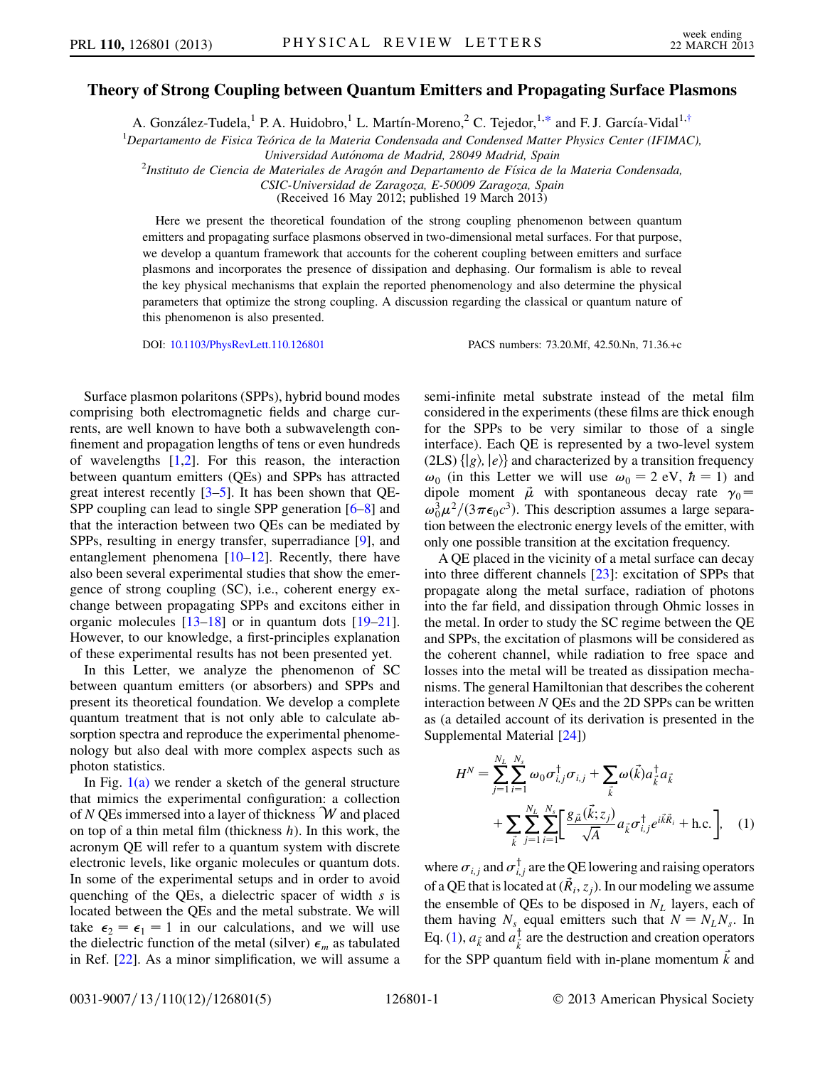# Theory of Strong Coupling between Quantum Emitters and Propagating Surface Plasmons

A. González-Tudela,[1] P. A. Huidobro,[1] L. Martín-Moreno,[2] C. Tejedor,[1,*] and F. J. García-Vidal[1,†]

[1]Departamento de Fisica Teórica de la Materia Condensada and Condensed Matter Physics Center (IFIMAC), Universidad Autónoma de Madrid, 28049 Madrid, Spain

[2]Instituto de Ciencia de Materiales de Aragón and Departamento de Física de la Materia Condensada, CSIC-Universidad de Zaragoza, E-50009 Zaragoza, Spain

(Received 16 May 2012; published 19 March 2013)

Here we present the theoretical foundation of the strong coupling phenomenon between quantum emitters and propagating surface plasmons observed in two-dimensional metal surfaces. For that purpose, we develop a quantum framework that accounts for the coherent coupling between emitters and surface plasmons and incorporates the presence of dissipation and dephasing. Our formalism is able to reveal the key physical mechanisms that explain the reported phenomenology and also determine the physical parameters that optimize the strong coupling. A discussion regarding the classical or quantum nature of this phenomenon is also presented.

DOI: 10.1103/PhysRevLett.110.126801 PACS numbers: 73.20.Mf, 42.50.Nn, 71.36.+c

Surface plasmon polaritons (SPPs), hybrid bound modes comprising both electromagnetic fields and charge currents, are well known to have both a subwavelength confinement and propagation lengths of tens or even hundreds of wavelengths [1,2]. For this reason, the interaction between quantum emitters (QEs) and SPPs has attracted great interest recently [3–5]. It has been shown that QE-SPP coupling can lead to single SPP generation [6–8] and that the interaction between two QEs can be mediated by SPPs, resulting in energy transfer, superradiance [9], and entanglement phenomena [10–12]. Recently, there have also been several experimental studies that show the emergence of strong coupling (SC), i.e., coherent energy exchange between propagating SPPs and excitons either in organic molecules [13–18] or in quantum dots [19–21]. However, to our knowledge, a first-principles explanation of these experimental results has not been presented yet.

In this Letter, we analyze the phenomenon of SC between quantum emitters (or absorbers) and SPPs and present its theoretical foundation. We develop a complete quantum treatment that is not only able to calculate absorption spectra and reproduce the experimental phenomenology but also deal with more complex aspects such as photon statistics.

In Fig. 1(a) we render a sketch of the general structure that mimics the experimental configuration: a collection of $N$ QEs immersed into a layer of thickness $\mathcal{W}$ and placed on top of a thin metal film (thickness $h$). In this work, the acronym QE will refer to a quantum system with discrete electronic levels, like organic molecules or quantum dots. In some of the experimental setups and in order to avoid quenching of the QEs, a dielectric spacer of width $s$ is located between the QEs and the metal substrate. We will take $\epsilon_2 = \epsilon_1 = 1$ in our calculations, and we will use the dielectric function of the metal (silver) $\epsilon_m$ as tabulated in Ref. [22]. As a minor simplification, we will assume a semi-infinite metal substrate instead of the metal film considered in the experiments (these films are thick enough for the SPPs to be very similar to those of a single interface). Each QE is represented by a two-level system (2LS) $\{|g\rangle, |e\rangle\}$ and characterized by a transition frequency $\omega_0$ (in this Letter we will use $\omega_0 = 2$ eV, $\hbar = 1$) and dipole moment $\vec{\mu}$ with spontaneous decay rate $\gamma_0 = \omega_0^3\mu^2/(3\pi\epsilon_0 c^3)$. This description assumes a large separation between the electronic energy levels of the emitter, with only one possible transition at the excitation frequency.

A QE placed in the vicinity of a metal surface can decay into three different channels [23]: excitation of SPPs that propagate along the metal surface, radiation of photons into the far field, and dissipation through Ohmic losses in the metal. In order to study the SC regime between the QE and SPPs, the excitation of plasmons will be considered as the coherent channel, while radiation to free space and losses into the metal will be treated as dissipation mechanisms. The general Hamiltonian that describes the coherent interaction between $N$ QEs and the 2D SPPs can be written as (a detailed account of its derivation is presented in the Supplemental Material [24])

$$H^N = \sum_{j=1}^{N_L}\sum_{i=1}^{N_s} \omega_0 \sigma_{i,j}^\dagger \sigma_{i,j} + \sum_{\vec{k}} \omega(\vec{k}) a_{\vec{k}}^\dagger a_{\vec{k}} + \sum_{\vec{k}}\sum_{j=1}^{N_L}\sum_{i=1}^{N_s}\left[\frac{g_{\vec{\mu}}(\vec{k};z_j)}{\sqrt{A}} a_{\vec{k}} \sigma_{i,j}^\dagger e^{i\vec{k}\vec{R}_i} + \text{h.c.}\right], \quad (1)$$

where $\sigma_{i,j}$ and $\sigma_{i,j}^\dagger$ are the QE lowering and raising operators of a QE that is located at $(\vec{R}_i, z_j)$. In our modeling we assume the ensemble of QEs to be disposed in $N_L$ layers, each of them having $N_s$ equal emitters such that $N = N_L N_s$. In Eq. (1), $a_{\vec{k}}$ and $a_{\vec{k}}^\dagger$ are the destruction and creation operators for the SPP quantum field with in-plane momentum $\vec{k}$ and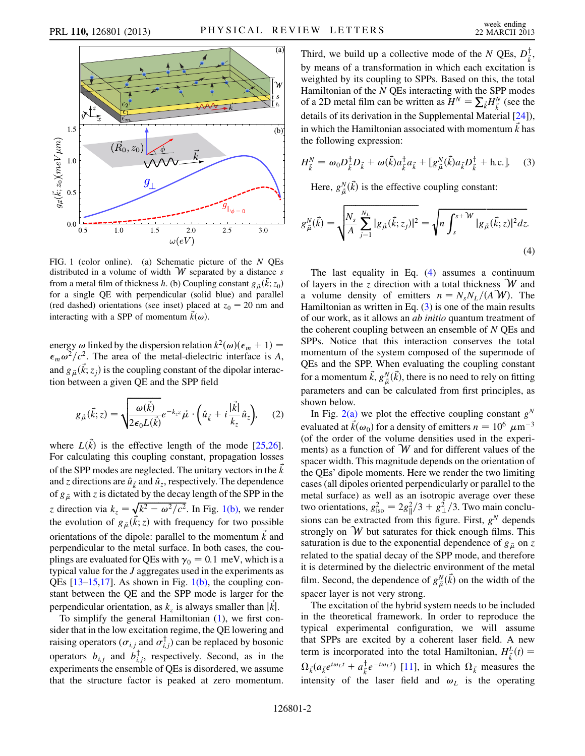(a)

$W$

$s$

$h$

$\epsilon_2$

$\epsilon_1$

$\epsilon_m$

$\vec{k}$

$z$

$y$

$x$

(b)

$(\vec{R}_0, z_0)$

$\phi$

$\vec{k}$

$g_\perp$

$g_{\parallel, \phi=0}$

$g_{\vec{\mu}}(\vec{k}; z_0)(meV\,\mu m)$

1.5

1.0

0.5

0.0

0.5

1.0

1.5

2.0

2.5

3.0

$\omega(eV)$

FIG. 1 (color online). (a) Schematic picture of the $N$ QEs distributed in a volume of width $\mathcal{W}$ separated by a distance $s$ from a metal film of thickness $h$. (b) Coupling constant $g_{\vec{\mu}}(\vec{k}; z_0)$ for a single QE with perpendicular (solid blue) and parallel (red dashed) orientations (see inset) placed at $z_0 = 20$ nm and interacting with a SPP of momentum $\vec{k}(\omega)$.

energy $\omega$ linked by the dispersion relation $k^2(\omega)(\epsilon_m + 1) = \epsilon_m \omega^2/c^2$. The area of the metal-dielectric interface is $A$, and $g_{\vec{\mu}}(\vec{k}; z_j)$ is the coupling constant of the dipolar interaction between a given QE and the SPP field

$$g_{\vec{\mu}}(\vec{k}; z) = \sqrt{\frac{\omega(\vec{k})}{2\epsilon_0 L(\vec{k})}} e^{-k_z z} \vec{\mu} \cdot \left( \hat{u}_{\vec{k}} + i \frac{|\vec{k}|}{k_z} \hat{u}_z \right), \tag{2}$$

where $L(\vec{k})$ is the effective length of the mode [25,26]. For calculating this coupling constant, propagation losses of the SPP modes are neglected. The unitary vectors in the $\vec{k}$ and $z$ directions are $\hat{u}_{\vec{k}}$ and $\hat{u}_z$, respectively. The dependence of $g_{\vec{\mu}}$ with $z$ is dictated by the decay length of the SPP in the $z$ direction via $k_z = \sqrt{k^2 - \omega^2/c^2}$. In Fig. 1(b), we render the evolution of $g_{\vec{\mu}}(\vec{k}; z)$ with frequency for two possible orientations of the dipole: parallel to the momentum $\vec{k}$ and perpendicular to the metal surface. In both cases, the couplings are evaluated for QEs with $\gamma_0 = 0.1$ meV, which is a typical value for the $J$ aggregates used in the experiments as QEs [13–15,17]. As shown in Fig. 1(b), the coupling constant between the QE and the SPP mode is larger for the perpendicular orientation, as $k_z$ is always smaller than $|\vec{k}|$.

To simplify the general Hamiltonian (1), we first consider that in the low excitation regime, the QE lowering and raising operators ($\sigma_{i,j}$ and $\sigma_{i,j}^\dagger$) can be replaced by bosonic operators $b_{i,j}$ and $b_{i,j}^\dagger$, respectively. Second, as in the experiments the ensemble of QEs is disordered, we assume that the structure factor is peaked at zero momentum. Third, we build up a collective mode of the $N$ QEs, $D_{\vec{k}}^\dagger$, by means of a transformation in which each excitation is weighted by its coupling to SPPs. Based on this, the total Hamiltonian of the $N$ QEs interacting with the SPP modes of a 2D metal film can be written as $H^N = \sum_{\vec{k}} H_{\vec{k}}^N$ (see the details of its derivation in the Supplemental Material [24]), in which the Hamiltonian associated with momentum $\vec{k}$ has the following expression:

$$H_{\vec{k}}^N = \omega_0 D_{\vec{k}}^\dagger D_{\vec{k}} + \omega(\vec{k}) a_{\vec{k}}^\dagger a_{\vec{k}} + [g_{\vec{\mu}}^N(\vec{k}) a_{\vec{k}} D_{\vec{k}}^\dagger + \text{h.c.}]. \tag{3}$$

Here, $g_{\vec{\mu}}^N(\vec{k})$ is the effective coupling constant:

$$g_{\vec{\mu}}^N(\vec{k}) = \sqrt{\frac{N_s}{A} \sum_{j=1}^{N_L} |g_{\vec{\mu}}(\vec{k}; z_j)|^2} = \sqrt{n \int_s^{s+\mathcal{W}} |g_{\vec{\mu}}(\vec{k}; z)|^2 dz}. \tag{4}$$

The last equality in Eq. (4) assumes a continuum of layers in the $z$ direction with a total thickness $\mathcal{W}$ and a volume density of emitters $n = N_s N_L/(A\mathcal{W})$. The Hamiltonian as written in Eq. (3) is one of the main results of our work, as it allows an *ab initio* quantum treatment of the coherent coupling between an ensemble of $N$ QEs and SPPs. Notice that this interaction conserves the total momentum of the system composed of the supermode of QEs and the SPP. When evaluating the coupling constant for a momentum $\vec{k}$, $g_{\vec{\mu}}^N(\vec{k})$, there is no need to rely on fitting parameters and can be calculated from first principles, as shown below.

In Fig. 2(a) we plot the effective coupling constant $g^N$ evaluated at $\vec{k}(\omega_0)$ for a density of emitters $n = 10^6\ \mu\text{m}^{-3}$ (of the order of the volume densities used in the experiments) as a function of $\mathcal{W}$ and for different values of the spacer width. This magnitude depends on the orientation of the QEs' dipole moments. Here we render the two limiting cases (all dipoles oriented perpendicularly or parallel to the metal surface) as well as an isotropic average over these two orientations, $g_{\text{iso}}^2 = 2g_\parallel^2/3 + g_\perp^2/3$. Two main conclusions can be extracted from this figure. First, $g^N$ depends strongly on $\mathcal{W}$ but saturates for thick enough films. This saturation is due to the exponential dependence of $g_{\vec{\mu}}$ on $z$ related to the spatial decay of the SPP mode, and therefore it is determined by the dielectric environment of the metal film. Second, the dependence of $g_{\vec{\mu}}^N(\vec{k})$ on the width of the spacer layer is not very strong.

The excitation of the hybrid system needs to be included in the theoretical framework. In order to reproduce the typical experimental configuration, we will assume that SPPs are excited by a coherent laser field. A new term is incorporated into the total Hamiltonian, $H_{\vec{k}}^L(t) = \Omega_{\vec{k}}(a_{\vec{k}} e^{i\omega_L t} + a_{\vec{k}}^\dagger e^{-i\omega_L t})$ [11], in which $\Omega_{\vec{k}}$ measures the intensity of the laser field and $\omega_L$ is the operating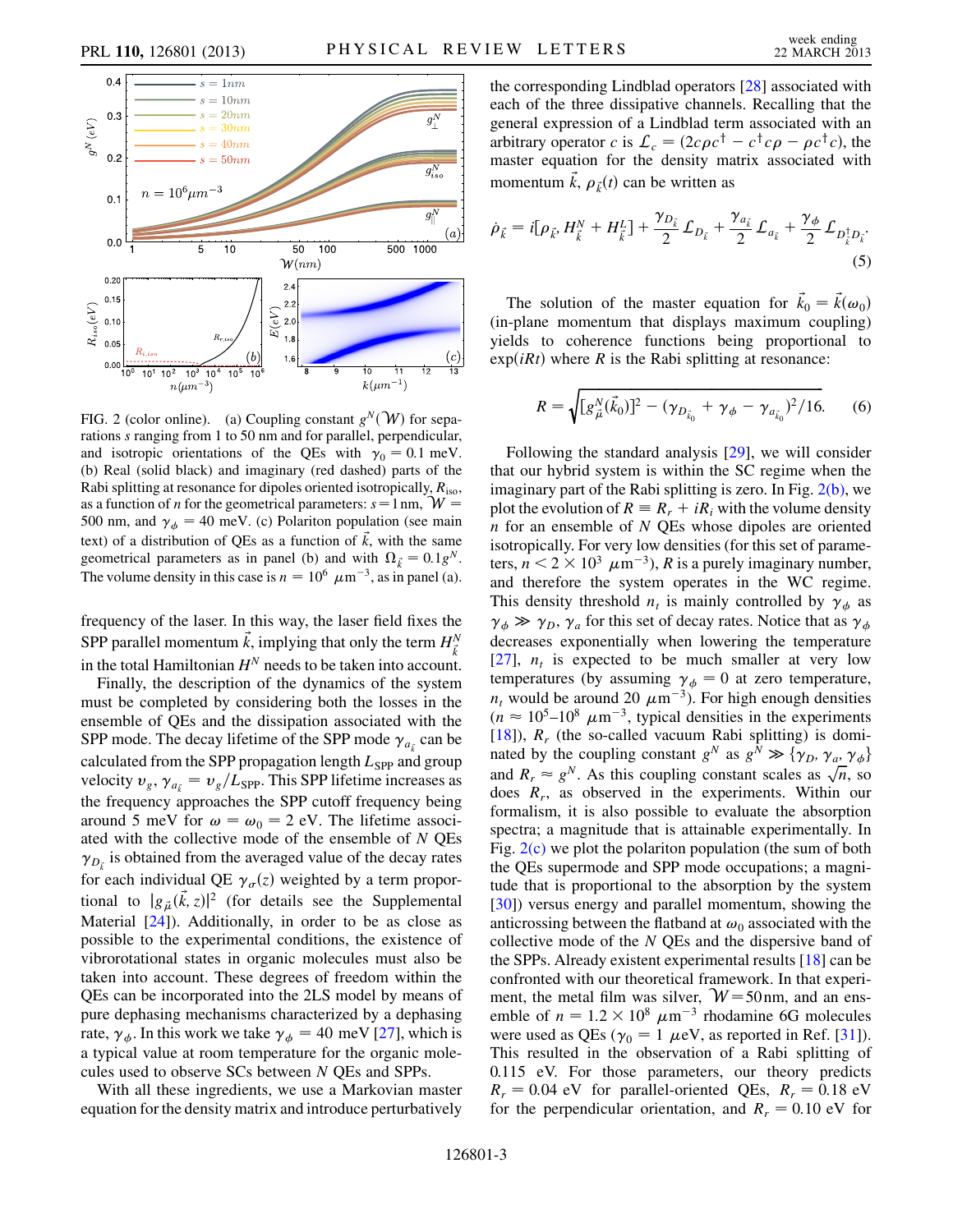0.4

$s = 1nm$

$s = 10nm$

$s = 20nm$

$s = 30nm$

$s = 40nm$

$s = 50nm$

$g^N (eV)$

0.3

0.2

0.1

0.0

$g^N_\perp$

$g^N_{iso}$

$g^N_{\parallel}$

$n = 10^6 \mu m^{-3}$

(a)

1 5 10 50 100 500 1000

$\mathcal{W}(nm)$

$R_{iso}(eV)$

0.20 0.15 0.10 0.05 0.00

$R_{r,iso}$

$R_{i,iso}$

(b)

$10^0$ $10^1$ $10^2$ $10^3$ $10^4$ $10^5$ $10^6$

$n(\mu m^{-3})$

$E(eV)$

2.4 2.2 2.0 1.8 1.6

(c)

8 9 10 11 12 13

$k(\mu m^{-1})$

FIG. 2 (color online). (a) Coupling constant $g^N(\mathcal{W})$ for separations $s$ ranging from 1 to 50 nm and for parallel, perpendicular, and isotropic orientations of the QEs with $\gamma_0 = 0.1$ meV. (b) Real (solid black) and imaginary (red dashed) parts of the Rabi splitting at resonance for dipoles oriented isotropically, $R_{\rm iso}$, as a function of $n$ for the geometrical parameters: $s = 1$ nm, $\mathcal{W} = 500$ nm, and $\gamma_\phi = 40$ meV. (c) Polariton population (see main text) of a distribution of QEs as a function of $\vec{k}$, with the same geometrical parameters as in panel (b) and with $\Omega_{\vec{k}} = 0.1 g^N$. The volume density in this case is $n = 10^6$ $\mu$m$^{-3}$, as in panel (a).

frequency of the laser. In this way, the laser field fixes the SPP parallel momentum $\vec{k}$, implying that only the term $H^N_{\vec{k}}$ in the total Hamiltonian $H^N$ needs to be taken into account.

Finally, the description of the dynamics of the system must be completed by considering both the losses in the ensemble of QEs and the dissipation associated with the SPP mode. The decay lifetime of the SPP mode $\gamma_{a_{\vec{k}}}$ can be calculated from the SPP propagation length $L_{\rm SPP}$ and group velocity $v_g$, $\gamma_{a_{\vec{k}}} = v_g/L_{\rm SPP}$. This SPP lifetime increases as the frequency approaches the SPP cutoff frequency being around 5 meV for $\omega = \omega_0 = 2$ eV. The lifetime associated with the collective mode of the ensemble of $N$ QEs $\gamma_{D_{\vec{k}}}$ is obtained from the averaged value of the decay rates for each individual QE $\gamma_\sigma(z)$ weighted by a term proportional to $|g_{\vec{\mu}}(\vec{k}, z)|^2$ (for details see the Supplemental Material [24]). Additionally, in order to be as close as possible to the experimental conditions, the existence of vibrorotational states in organic molecules must also be taken into account. These degrees of freedom within the QEs can be incorporated into the 2LS model by means of pure dephasing mechanisms characterized by a dephasing rate, $\gamma_\phi$. In this work we take $\gamma_\phi = 40$ meV [27], which is a typical value at room temperature for the organic molecules used to observe SCs between $N$ QEs and SPPs.

With all these ingredients, we use a Markovian master equation for the density matrix and introduce perturbatively the corresponding Lindblad operators [28] associated with each of the three dissipative channels. Recalling that the general expression of a Lindblad term associated with an arbitrary operator $c$ is $\mathcal{L}_c = (2c\rho c^\dagger - c^\dagger c\rho - \rho c^\dagger c)$, the master equation for the density matrix associated with momentum $\vec{k}$, $\rho_{\vec{k}}(t)$ can be written as

$$\dot{\rho}_{\vec{k}} = i[\rho_{\vec{k}}, H^N_{\vec{k}} + H^L_{\vec{k}}] + \frac{\gamma_{D_{\vec{k}}}}{2}\mathcal{L}_{D_{\vec{k}}} + \frac{\gamma_{a_{\vec{k}}}}{2}\mathcal{L}_{a_{\vec{k}}} + \frac{\gamma_\phi}{2}\mathcal{L}_{D^\dagger_{\vec{k}}D_{\vec{k}}}. \tag{5}$$

The solution of the master equation for $\vec{k}_0 = \vec{k}(\omega_0)$ (in-plane momentum that displays maximum coupling) yields to coherence functions being proportional to $\exp(iRt)$ where $R$ is the Rabi splitting at resonance:

$$R = \sqrt{[g^N_{\vec{\mu}}(\vec{k}_0)]^2 - (\gamma_{D_{\vec{k}_0}} + \gamma_\phi - \gamma_{a_{\vec{k}_0}})^2/16}. \tag{6}$$

Following the standard analysis [29], we will consider that our hybrid system is within the SC regime when the imaginary part of the Rabi splitting is zero. In Fig. 2(b), we plot the evolution of $R \equiv R_r + iR_i$ with the volume density $n$ for an ensemble of $N$ QEs whose dipoles are oriented isotropically. For very low densities (for this set of parameters, $n < 2 \times 10^3$ $\mu$m$^{-3}$), $R$ is a purely imaginary number, and therefore the system operates in the WC regime. This density threshold $n_t$ is mainly controlled by $\gamma_\phi$ as $\gamma_\phi \gg \gamma_D, \gamma_a$ for this set of decay rates. Notice that as $\gamma_\phi$ decreases exponentially when lowering the temperature [27], $n_t$ is expected to be much smaller at very low temperatures (by assuming $\gamma_\phi = 0$ at zero temperature, $n_t$ would be around 20 $\mu$m$^{-3}$). For high enough densities ($n \approx 10^5$–$10^8$ $\mu$m$^{-3}$, typical densities in the experiments [18]), $R_r$ (the so-called vacuum Rabi splitting) is dominated by the coupling constant $g^N$ as $g^N \gg \{\gamma_D, \gamma_a, \gamma_\phi\}$ and $R_r \approx g^N$. As this coupling constant scales as $\sqrt{n}$, so does $R_r$, as observed in the experiments. Within our formalism, it is also possible to evaluate the absorption spectra; a magnitude that is attainable experimentally. In Fig. 2(c) we plot the polariton population (the sum of both the QEs supermode and SPP mode occupations; a magnitude that is proportional to the absorption by the system [30]) versus energy and parallel momentum, showing the anticrossing between the flatband at $\omega_0$ associated with the collective mode of the $N$ QEs and the dispersive band of the SPPs. Already existent experimental results [18] can be confronted with our theoretical framework. In that experiment, the metal film was silver, $\mathcal{W} = 50$ nm, and an ensemble of $n = 1.2 \times 10^8$ $\mu$m$^{-3}$ rhodamine 6G molecules were used as QEs ($\gamma_0 = 1$ $\mu$eV, as reported in Ref. [31]). This resulted in the observation of a Rabi splitting of 0.115 eV. For those parameters, our theory predicts $R_r = 0.04$ eV for parallel-oriented QEs, $R_r = 0.18$ eV for the perpendicular orientation, and $R_r = 0.10$ eV for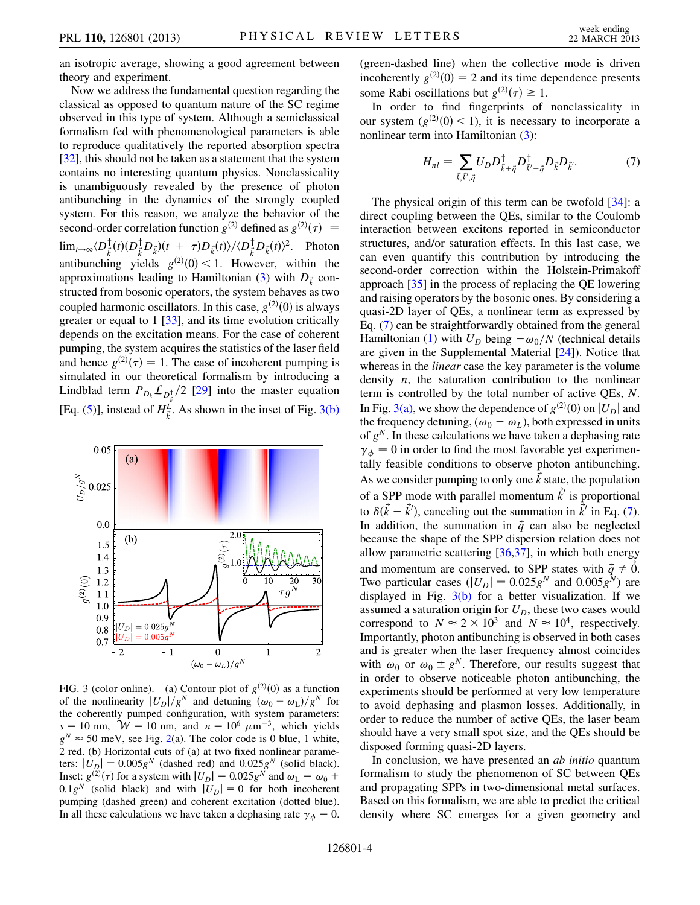an isotropic average, showing a good agreement between theory and experiment.

Now we address the fundamental question regarding the classical as opposed to quantum nature of the SC regime observed in this type of system. Although a semiclassical formalism fed with phenomenological parameters is able to reproduce qualitatively the reported absorption spectra [32], this should not be taken as a statement that the system contains no interesting quantum physics. Nonclassicality is unambiguously revealed by the presence of photon antibunching in the dynamics of the strongly coupled system. For this reason, we analyze the behavior of the second-order correlation function $g^{(2)}$ defined as $g^{(2)}(\tau) = \lim_{t\to\infty}\langle D^\dagger_{\vec{k}}(t)(D^\dagger_{\vec{k}}D_{\vec{k}})(t+\tau)D_{\vec{k}}(t)\rangle/\langle D^\dagger_{\vec{k}}D_{\vec{k}}(t)\rangle^2$. Photon antibunching yields $g^{(2)}(0) < 1$. However, within the approximations leading to Hamiltonian (3) with $D_{\vec{k}}$ constructed from bosonic operators, the system behaves as two coupled harmonic oscillators. In this case, $g^{(2)}(0)$ is always greater or equal to 1 [33], and its time evolution critically depends on the excitation means. For the case of coherent pumping, the system acquires the statistics of the laser field and hence $g^{(2)}(\tau) = 1$. The case of incoherent pumping is simulated in our theoretical formalism by introducing a Lindblad term $P_{D_k}\mathcal{L}_{D^\dagger_{\vec{k}}}/2$ [29] into the master equation [Eq. (5)], instead of $H^L_{\vec{k}}$. As shown in the inset of Fig. 3(b) (green-dashed line) when the collective mode is driven incoherently $g^{(2)}(0) = 2$ and its time dependence presents some Rabi oscillations but $g^{(2)}(\tau) \geq 1$.

(a)

$U_D/g^N$

0.05

0.025

0.0

(b)

$g^{(2)}(0)$

1.5 1.4 1.3 1.2 1.1 1.0 0.9 0.8 0.7

$|U_D| = 0.025g^N$

$|U_D| = 0.005g^N$

-2 -1 0 1 2

$(\omega_0 - \omega_L)/g^N$

$g^{(2)}(\tau)$

2.0

1.0

0 10 20 30

$\tau g^N$

FIG. 3 (color online). (a) Contour plot of $g^{(2)}(0)$ as a function of the nonlinearity $|U_D|/g^N$ and detuning $(\omega_0 - \omega_L)/g^N$ for the coherently pumped configuration, with system parameters: $s = 10$ nm, $W = 10$ nm, and $n = 10^6\ \mu\text{m}^{-3}$, which yields $g^N \approx 50$ meV, see Fig. 2(a). The color code is 0 blue, 1 white, 2 red. (b) Horizontal cuts of (a) at two fixed nonlinear parameters: $|U_D| = 0.005g^N$ (dashed red) and $0.025g^N$ (solid black). Inset: $g^{(2)}(\tau)$ for a system with $|U_D| = 0.025g^N$ and $\omega_L = \omega_0 + 0.1g^N$ (solid black) and with $|U_D| = 0$ for both incoherent pumping (dashed green) and coherent excitation (dotted blue). In all these calculations we have taken a dephasing rate $\gamma_\phi = 0$.

In order to find fingerprints of nonclassicality in our system ($g^{(2)}(0) < 1$), it is necessary to incorporate a nonlinear term into Hamiltonian (3):

$$H_{nl} = \sum_{\vec{k},\vec{k}',\vec{q}} U_D D^\dagger_{\vec{k}+\vec{q}} D^\dagger_{\vec{k}'-\vec{q}} D_{\vec{k}} D_{\vec{k}'}. \tag{7}$$

The physical origin of this term can be twofold [34]: a direct coupling between the QEs, similar to the Coulomb interaction between excitons reported in semiconductor structures, and/or saturation effects. In this last case, we can even quantify this contribution by introducing the second-order correction within the Holstein-Primakoff approach [35] in the process of replacing the QE lowering and raising operators by the bosonic ones. By considering a quasi-2D layer of QEs, a nonlinear term as expressed by Eq. (7) can be straightforwardly obtained from the general Hamiltonian (1) with $U_D$ being $-\omega_0/N$ (technical details are given in the Supplemental Material [24]). Notice that whereas in the *linear* case the key parameter is the volume density $n$, the saturation contribution to the nonlinear term is controlled by the total number of active QEs, $N$. In Fig. 3(a), we show the dependence of $g^{(2)}(0)$ on $|U_D|$ and the frequency detuning, $(\omega_0 - \omega_L)$, both expressed in units of $g^N$. In these calculations we have taken a dephasing rate $\gamma_\phi = 0$ in order to find the most favorable yet experimentally feasible conditions to observe photon antibunching. As we consider pumping to only one $\vec{k}$ state, the population of a SPP mode with parallel momentum $\vec{k}'$ is proportional to $\delta(\vec{k} - \vec{k}')$, canceling out the summation in $\vec{k}'$ in Eq. (7). In addition, the summation in $\vec{q}$ can also be neglected because the shape of the SPP dispersion relation does not allow parametric scattering [36,37], in which both energy and momentum are conserved, to SPP states with $\vec{q} \neq \vec{0}$. Two particular cases ($|U_D| = 0.025g^N$ and $0.005g^N$) are displayed in Fig. 3(b) for a better visualization. If we assumed a saturation origin for $U_D$, these two cases would correspond to $N \approx 2 \times 10^3$ and $N \approx 10^4$, respectively. Importantly, photon antibunching is observed in both cases and is greater when the laser frequency almost coincides with $\omega_0$ or $\omega_0 \pm g^N$. Therefore, our results suggest that in order to observe noticeable photon antibunching, the experiments should be performed at very low temperature to avoid dephasing and plasmon losses. Additionally, in order to reduce the number of active QEs, the laser beam should have a very small spot size, and the QEs should be disposed forming quasi-2D layers.

In conclusion, we have presented an *ab initio* quantum formalism to study the phenomenon of SC between QEs and propagating SPPs in two-dimensional metal surfaces. Based on this formalism, we are able to predict the critical density where SC emerges for a given geometry and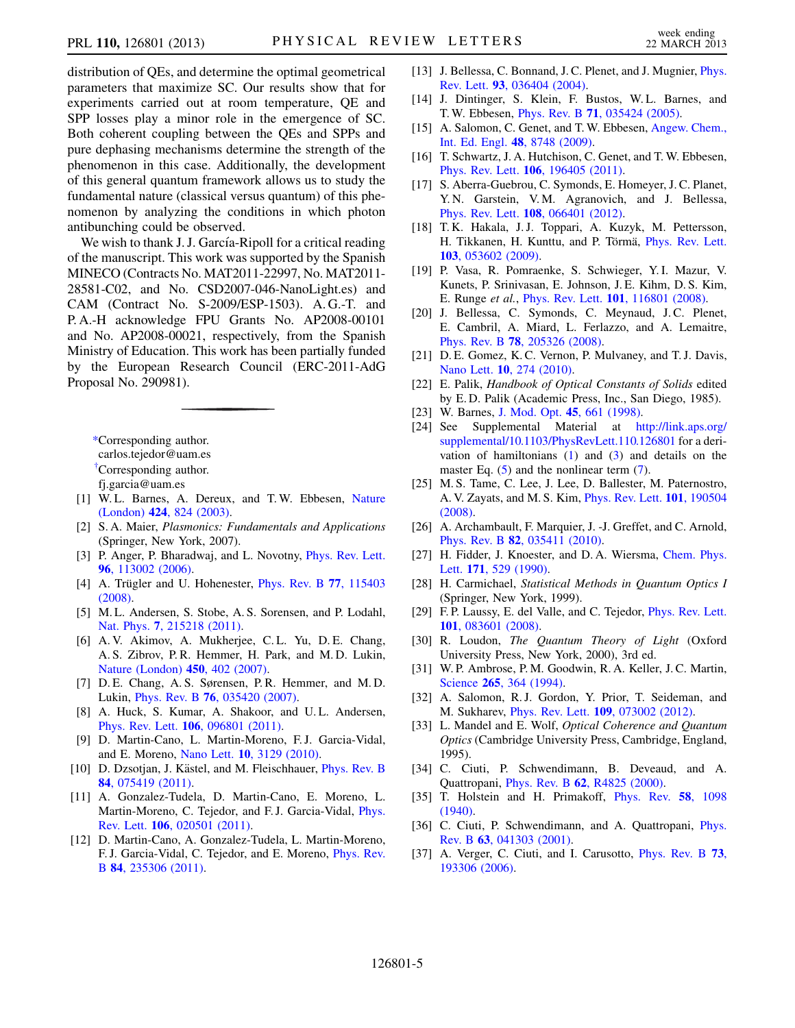distribution of QEs, and determine the optimal geometrical parameters that maximize SC. Our results show that for experiments carried out at room temperature, QE and SPP losses play a minor role in the emergence of SC. Both coherent coupling between the QEs and SPPs and pure dephasing mechanisms determine the strength of the phenomenon in this case. Additionally, the development of this general quantum framework allows us to study the fundamental nature (classical versus quantum) of this phenomenon by analyzing the conditions in which photon antibunching could be observed.

We wish to thank J. J. García-Ripoll for a critical reading of the manuscript. This work was supported by the Spanish MINECO (Contracts No. MAT2011-22997, No. MAT2011-28581-C02, and No. CSD2007-046-NanoLight.es) and CAM (Contract No. S-2009/ESP-1503). A. G.-T. and P. A.-H acknowledge FPU Grants No. AP2008-00101 and No. AP2008-00021, respectively, from the Spanish Ministry of Education. This work has been partially funded by the European Research Council (ERC-2011-AdG Proposal No. 290981).

---

*Corresponding author.
carlos.tejedor@uam.es

†Corresponding author.
fj.garcia@uam.es

[1] W. L. Barnes, A. Dereux, and T. W. Ebbesen, Nature (London) **424**, 824 (2003).
[2] S. A. Maier, *Plasmonics: Fundamentals and Applications* (Springer, New York, 2007).
[3] P. Anger, P. Bharadwaj, and L. Novotny, Phys. Rev. Lett. **96**, 113002 (2006).
[4] A. Trügler and U. Hohenester, Phys. Rev. B **77**, 115403 (2008).
[5] M. L. Andersen, S. Stobe, A. S. Sorensen, and P. Lodahl, Nat. Phys. **7**, 215218 (2011).
[6] A. V. Akimov, A. Mukherjee, C. L. Yu, D. E. Chang, A. S. Zibrov, P. R. Hemmer, H. Park, and M. D. Lukin, Nature (London) **450**, 402 (2007).
[7] D. E. Chang, A. S. Sørensen, P. R. Hemmer, and M. D. Lukin, Phys. Rev. B **76**, 035420 (2007).
[8] A. Huck, S. Kumar, A. Shakoor, and U. L. Andersen, Phys. Rev. Lett. **106**, 096801 (2011).
[9] D. Martin-Cano, L. Martin-Moreno, F. J. Garcia-Vidal, and E. Moreno, Nano Lett. **10**, 3129 (2010).
[10] D. Dzsotjan, J. Kästel, and M. Fleischhauer, Phys. Rev. B **84**, 075419 (2011).
[11] A. Gonzalez-Tudela, D. Martin-Cano, E. Moreno, L. Martin-Moreno, C. Tejedor, and F. J. Garcia-Vidal, Phys. Rev. Lett. **106**, 020501 (2011).
[12] D. Martin-Cano, A. Gonzalez-Tudela, L. Martin-Moreno, F. J. Garcia-Vidal, C. Tejedor, and E. Moreno, Phys. Rev. B **84**, 235306 (2011).
[13] J. Bellessa, C. Bonnand, J. C. Plenet, and J. Mugnier, Phys. Rev. Lett. **93**, 036404 (2004).
[14] J. Dintinger, S. Klein, F. Bustos, W. L. Barnes, and T. W. Ebbesen, Phys. Rev. B **71**, 035424 (2005).
[15] A. Salomon, C. Genet, and T. W. Ebbesen, Angew. Chem., Int. Ed. Engl. **48**, 8748 (2009).
[16] T. Schwartz, J. A. Hutchison, C. Genet, and T. W. Ebbesen, Phys. Rev. Lett. **106**, 196405 (2011).
[17] S. Aberra-Guebrou, C. Symonds, E. Homeyer, J. C. Planet, Y. N. Garstein, V. M. Agranovich, and J. Bellessa, Phys. Rev. Lett. **108**, 066401 (2012).
[18] T. K. Hakala, J. J. Toppari, A. Kuzyk, M. Pettersson, H. Tikkanen, H. Kunttu, and P. Törmä, Phys. Rev. Lett. **103**, 053602 (2009).
[19] P. Vasa, R. Pomraenke, S. Schwieger, Y. I. Mazur, V. Kunets, P. Srinivasan, E. Johnson, J. E. Kihm, D. S. Kim, E. Runge *et al.*, Phys. Rev. Lett. **101**, 116801 (2008).
[20] J. Bellessa, C. Symonds, C. Meynaud, J. C. Plenet, E. Cambril, A. Miard, L. Ferlazzo, and A. Lemaitre, Phys. Rev. B **78**, 205326 (2008).
[21] D. E. Gomez, K. C. Vernon, P. Mulvaney, and T. J. Davis, Nano Lett. **10**, 274 (2010).
[22] E. Palik, *Handbook of Optical Constants of Solids* edited by E. D. Palik (Academic Press, Inc., San Diego, 1985).
[23] W. Barnes, J. Mod. Opt. **45**, 661 (1998).
[24] See Supplemental Material at http://link.aps.org/supplemental/10.1103/PhysRevLett.110.126801 for a derivation of hamiltonians (1) and (3) and details on the master Eq. (5) and the nonlinear term (7).
[25] M. S. Tame, C. Lee, J. Lee, D. Ballester, M. Paternostro, A. V. Zayats, and M. S. Kim, Phys. Rev. Lett. **101**, 190504 (2008).
[26] A. Archambault, F. Marquier, J. -J. Greffet, and C. Arnold, Phys. Rev. B **82**, 035411 (2010).
[27] H. Fidder, J. Knoester, and D. A. Wiersma, Chem. Phys. Lett. **171**, 529 (1990).
[28] H. Carmichael, *Statistical Methods in Quantum Optics I* (Springer, New York, 1999).
[29] F. P. Laussy, E. del Valle, and C. Tejedor, Phys. Rev. Lett. **101**, 083601 (2008).
[30] R. Loudon, *The Quantum Theory of Light* (Oxford University Press, New York, 2000), 3rd ed.
[31] W. P. Ambrose, P. M. Goodwin, R. A. Keller, J. C. Martin, Science **265**, 364 (1994).
[32] A. Salomon, R. J. Gordon, Y. Prior, T. Seideman, and M. Sukharev, Phys. Rev. Lett. **109**, 073002 (2012).
[33] L. Mandel and E. Wolf, *Optical Coherence and Quantum Optics* (Cambridge University Press, Cambridge, England, 1995).
[34] C. Ciuti, P. Schwendimann, B. Deveaud, and A. Quattropani, Phys. Rev. B **62**, R4825 (2000).
[35] T. Holstein and H. Primakoff, Phys. Rev. **58**, 1098 (1940).
[36] C. Ciuti, P. Schwendimann, and A. Quattropani, Phys. Rev. B **63**, 041303 (2001).
[37] A. Verger, C. Ciuti, and I. Carusotto, Phys. Rev. B **73**, 193306 (2006).